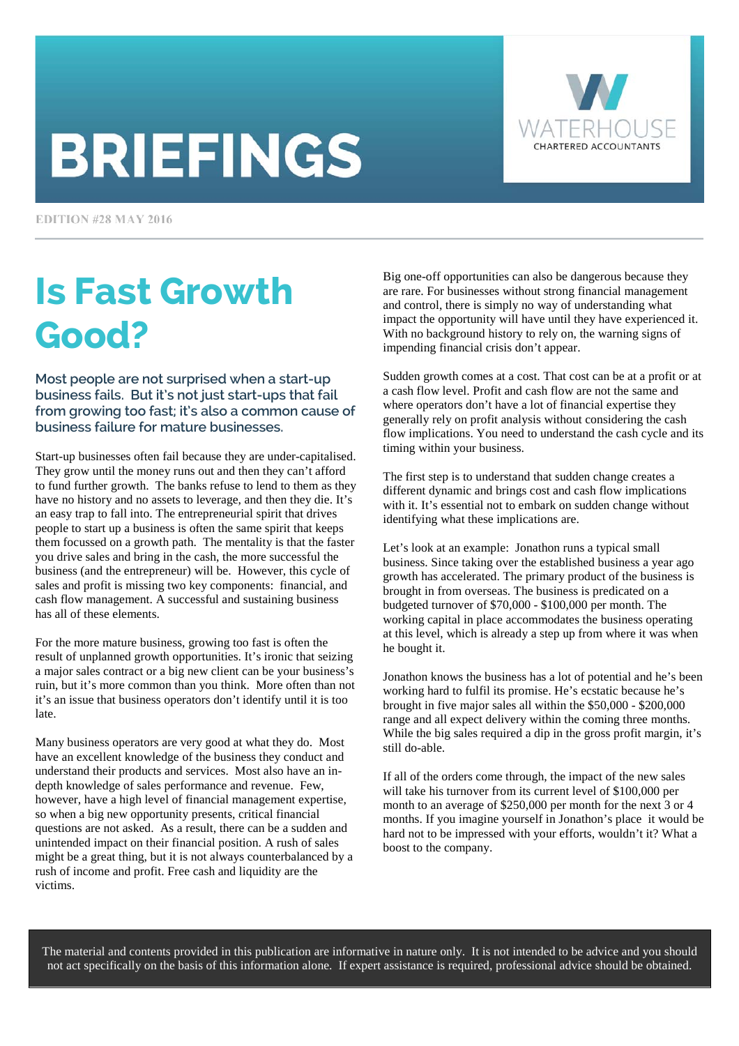# BRIEFINGS

WATERHOUSE CHARTERED ACCOUNTANTS

EDITION #28 MAY 2016

## Is Fast Growth Good?

### Most people are not surprised when a start-up business fails. But it's not just start-ups that fail from growing too fast; it's also a common cause of business failure for mature businesses.

Start-up businesses often fail because they are under-capitalised. They grow until the money runs out and then they can't afford to fund further growth. The banks refuse to lend to them as they have no history and no assets to leverage, and then they die. It's an easy trap to fall into. The entrepreneurial spirit that drives people to start up a business is often the same spirit that keeps them focussed on a growth path. The mentality is that the faster you drive sales and bring in the cash, the more successful the business (and the entrepreneur) will be. However, this cycle of sales and profit is missing two key components: financial, and cash flow management. A successful and sustaining business has all of these elements.

For the more mature business, growing too fast is often the result of unplanned growth opportunities. It's ironic that seizing a major sales contract or a big new client can be your business's ruin, but it's more common than you think. More often than not it's an issue that business operators don't identify until it is too late.

Many business operators are very good at what they do. Most have an excellent knowledge of the business they conduct and understand their products and services. Most also have an in-depth knowledge of sales performance and revenue. Few, however, have a high level of financial management expertise, so when a big new opportunity presents, critical financial questions are not asked. As a result, there can be a sudden and unintended impact on their financial position. A rush of sales might be a great thing, but it is not always counterbalanced by a rush of income and profit. Free cash and liquidity are the victims.

Big one-off opportunities can also be dangerous because they are rare. For businesses without strong financial management and control, there is simply no way of understanding what impact the opportunity will have until they have experienced it. With no background history to rely on, the warning signs of impending financial crisis don't appear.

Sudden growth comes at a cost. That cost can be at a profit or at a cash flow level. Profit and cash flow are not the same and where operators don't have a lot of financial expertise they generally rely on profit analysis without considering the cash flow implications. You need to understand the cash cycle and its timing within your business.

The first step is to understand that sudden change creates a different dynamic and brings cost and cash flow implications with it. It's essential not to embark on sudden change without identifying what these implications are.

Let's look at an example: Jonathon runs a typical small business. Since taking over the established business a year ago growth has accelerated. The primary product of the business is brought in from overseas. The business is predicated on a budgeted turnover of $70,000 - $100,000 per month. The working capital in place accommodates the business operating at this level, which is already a step up from where it was when he bought it.

Jonathon knows the business has a lot of potential and he's been working hard to fulfil its promise. He's ecstatic because he's brought in five major sales all within the $50,000 - $200,000 range and all expect delivery within the coming three months. While the big sales required a dip in the gross profit margin, it's still do-able.

If all of the orders come through, the impact of the new sales will take his turnover from its current level of $100,000 per month to an average of $250,000 per month for the next 3 or 4 months. If you imagine yourself in Jonathon's place it would be hard not to be impressed with your efforts, wouldn't it? What a boost to the company.

The material and contents provided in this publication are informative in nature only. It is not intended to be advice and you should not act specifically on the basis of this information alone. If expert assistance is required, professional advice should be obtained.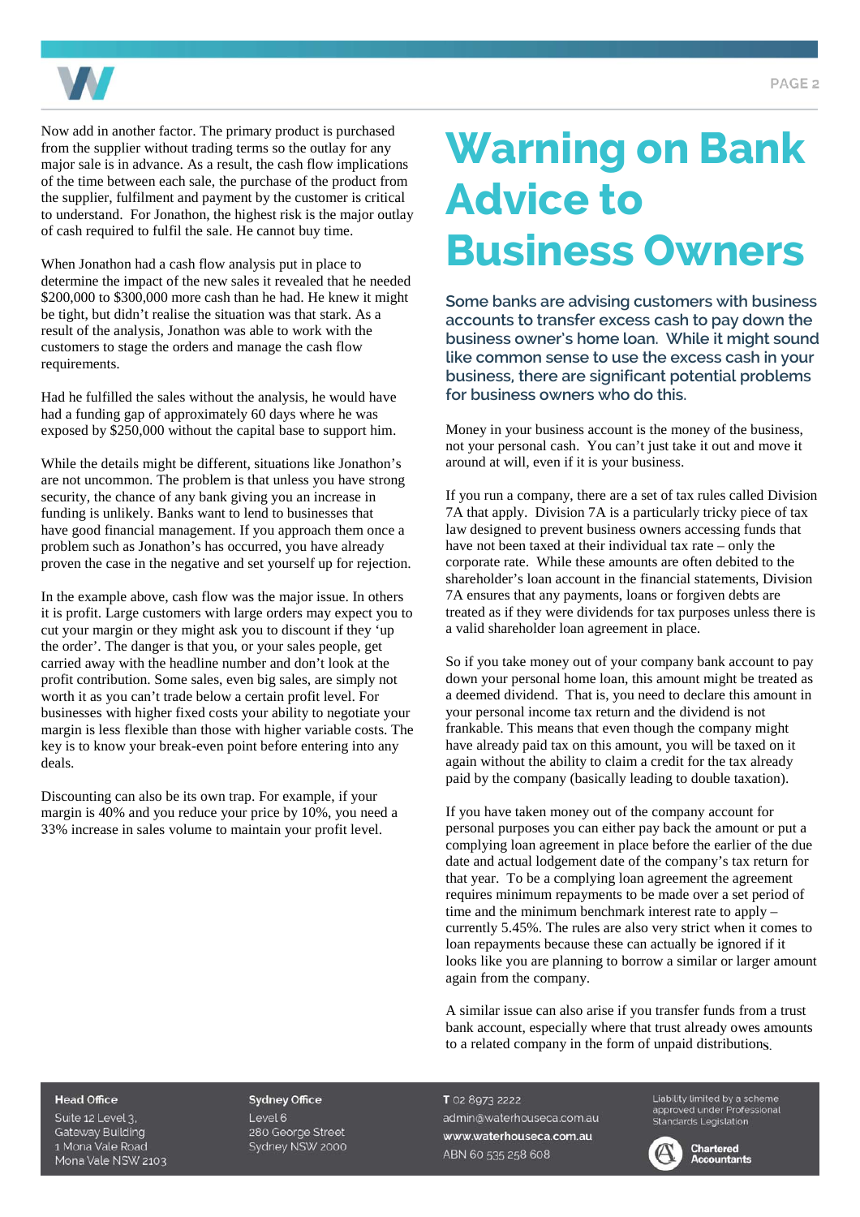Now add in another factor. The primary product is purchased from the supplier without trading terms so the outlay for any major sale is in advance. As a result, the cash flow implications of the time between each sale, the purchase of the product from the supplier, fulfilment and payment by the customer is critical to understand. For Jonathon, the highest risk is the major outlay of cash required to fulfil the sale. He cannot buy time.

When Jonathon had a cash flow analysis put in place to determine the impact of the new sales it revealed that he needed $200,000 to $300,000 more cash than he had. He knew it might be tight, but didn't realise the situation was that stark. As a result of the analysis, Jonathon was able to work with the customers to stage the orders and manage the cash flow requirements.

Had he fulfilled the sales without the analysis, he would have had a funding gap of approximately 60 days where he was exposed by $250,000 without the capital base to support him.

While the details might be different, situations like Jonathon's are not uncommon. The problem is that unless you have strong security, the chance of any bank giving you an increase in funding is unlikely. Banks want to lend to businesses that have good financial management. If you approach them once a problem such as Jonathon's has occurred, you have already proven the case in the negative and set yourself up for rejection.

In the example above, cash flow was the major issue. In others it is profit. Large customers with large orders may expect you to cut your margin or they might ask you to discount if they 'up the order'. The danger is that you, or your sales people, get carried away with the headline number and don't look at the profit contribution. Some sales, even big sales, are simply not worth it as you can't trade below a certain profit level. For businesses with higher fixed costs your ability to negotiate your margin is less flexible than those with higher variable costs. The key is to know your break-even point before entering into any deals.

Discounting can also be its own trap. For example, if your margin is 40% and you reduce your price by 10%, you need a 33% increase in sales volume to maintain your profit level.

# Warning on Bank Advice to Business Owners

**Some banks are advising customers with business accounts to transfer excess cash to pay down the business owner's home loan. While it might sound like common sense to use the excess cash in your business, there are significant potential problems for business owners who do this.**

Money in your business account is the money of the business, not your personal cash. You can't just take it out and move it around at will, even if it is your business.

If you run a company, there are a set of tax rules called Division 7A that apply. Division 7A is a particularly tricky piece of tax law designed to prevent business owners accessing funds that have not been taxed at their individual tax rate – only the corporate rate. While these amounts are often debited to the shareholder's loan account in the financial statements, Division 7A ensures that any payments, loans or forgiven debts are treated as if they were dividends for tax purposes unless there is a valid shareholder loan agreement in place.

So if you take money out of your company bank account to pay down your personal home loan, this amount might be treated as a deemed dividend. That is, you need to declare this amount in your personal income tax return and the dividend is not frankable. This means that even though the company might have already paid tax on this amount, you will be taxed on it again without the ability to claim a credit for the tax already paid by the company (basically leading to double taxation).

If you have taken money out of the company account for personal purposes you can either pay back the amount or put a complying loan agreement in place before the earlier of the due date and actual lodgement date of the company's tax return for that year. To be a complying loan agreement the agreement requires minimum repayments to be made over a set period of time and the minimum benchmark interest rate to apply – currently 5.45%. The rules are also very strict when it comes to loan repayments because these can actually be ignored if it looks like you are planning to borrow a similar or larger amount again from the company.

A similar issue can also arise if you transfer funds from a trust bank account, especially where that trust already owes amounts to a related company in the form of unpaid distributions.

**Head Office**
Suite 12 Level 3,
Gateway Building
1 Mona Vale Road
Mona Vale NSW 2103

**Sydney Office**
Level 6
280 George Street
Sydney NSW 2000

**T** 02 8973 2222
admin@waterhouseca.com.au
**www.waterhouseca.com.au**
ABN 60 535 258 608

Liability limited by a scheme approved under Professional Standards Legislation

Chartered Accountants